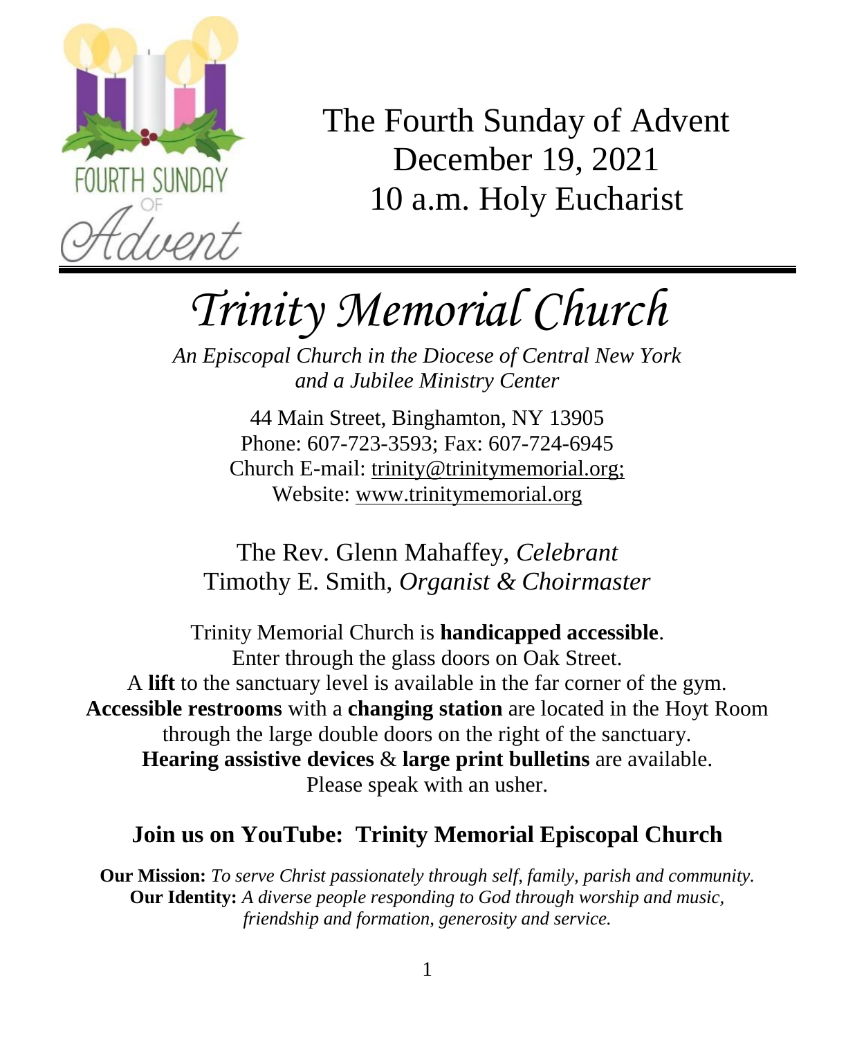The Fourth Sunday of Advent
December 19, 2021
10 a.m. Holy Eucharist

# *Trinity Memorial Church*

*An Episcopal Church in the Diocese of Central New York*
*and a Jubilee Ministry Center*

44 Main Street, Binghamton, NY 13905
Phone: 607-723-3593; Fax: 607-724-6945
Church E-mail: trinity@trinitymemorial.org;
Website: www.trinitymemorial.org

The Rev. Glenn Mahaffey, *Celebrant*
Timothy E. Smith, *Organist & Choirmaster*

Trinity Memorial Church is **handicapped accessible**.
Enter through the glass doors on Oak Street.
A **lift** to the sanctuary level is available in the far corner of the gym.
**Accessible restrooms** with a **changing station** are located in the Hoyt Room through the large double doors on the right of the sanctuary.
**Hearing assistive devices** & **large print bulletins** are available.
Please speak with an usher.

## Join us on YouTube: Trinity Memorial Episcopal Church

**Our Mission:** *To serve Christ passionately through self, family, parish and community.*
**Our Identity:** *A diverse people responding to God through worship and music, friendship and formation, generosity and service.*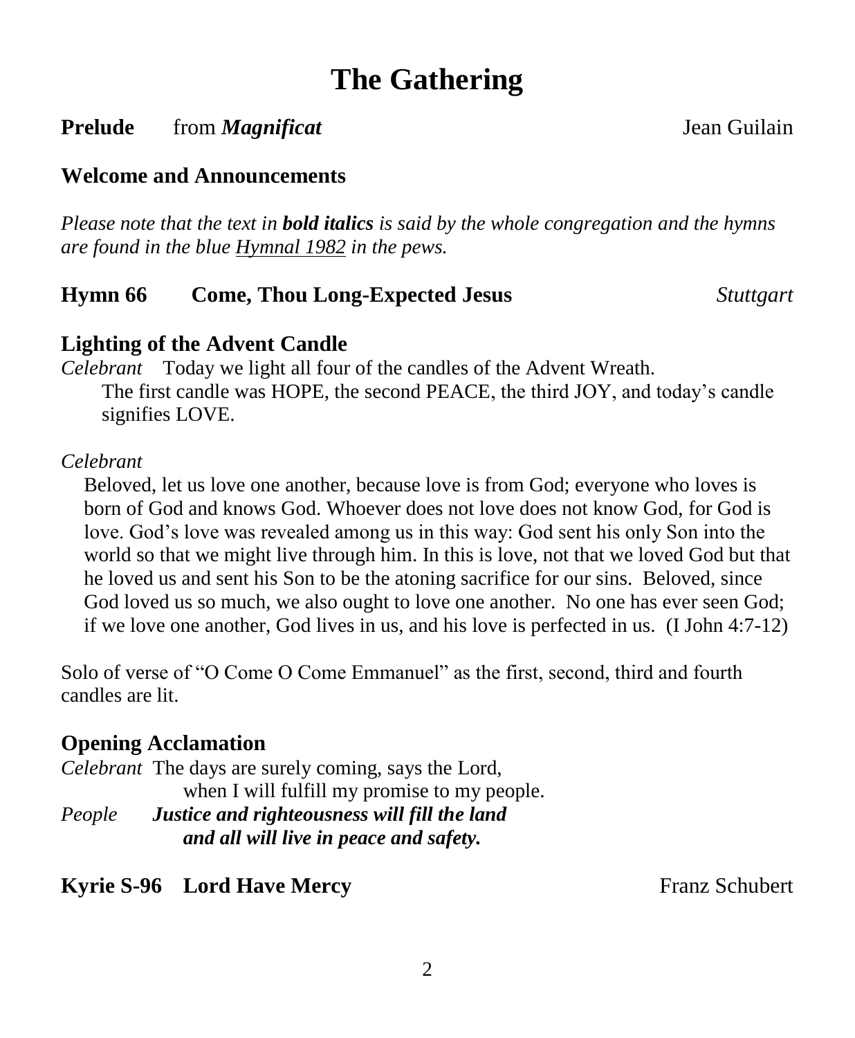# The Gathering

**Prelude** from ***Magnificat*** Jean Guilain

**Welcome and Announcements**

*Please note that the text in **bold italics** is said by the whole congregation and the hymns are found in the blue Hymnal 1982 in the pews.*

**Hymn 66 Come, Thou Long-Expected Jesus** *Stuttgart*

## Lighting of the Advent Candle

*Celebrant* Today we light all four of the candles of the Advent Wreath. The first candle was HOPE, the second PEACE, the third JOY, and today's candle signifies LOVE.

*Celebrant*

Beloved, let us love one another, because love is from God; everyone who loves is born of God and knows God. Whoever does not love does not know God, for God is love. God's love was revealed among us in this way: God sent his only Son into the world so that we might live through him. In this is love, not that we loved God but that he loved us and sent his Son to be the atoning sacrifice for our sins. Beloved, since God loved us so much, we also ought to love one another. No one has ever seen God; if we love one another, God lives in us, and his love is perfected in us. (I John 4:7-12)

Solo of verse of "O Come O Come Emmanuel" as the first, second, third and fourth candles are lit.

## Opening Acclamation

*Celebrant* The days are surely coming, says the Lord,
when I will fulfill my promise to my people.

*People* ***Justice and righteousness will fill the land***
***and all will live in peace and safety.***

**Kyrie S-96 Lord Have Mercy** Franz Schubert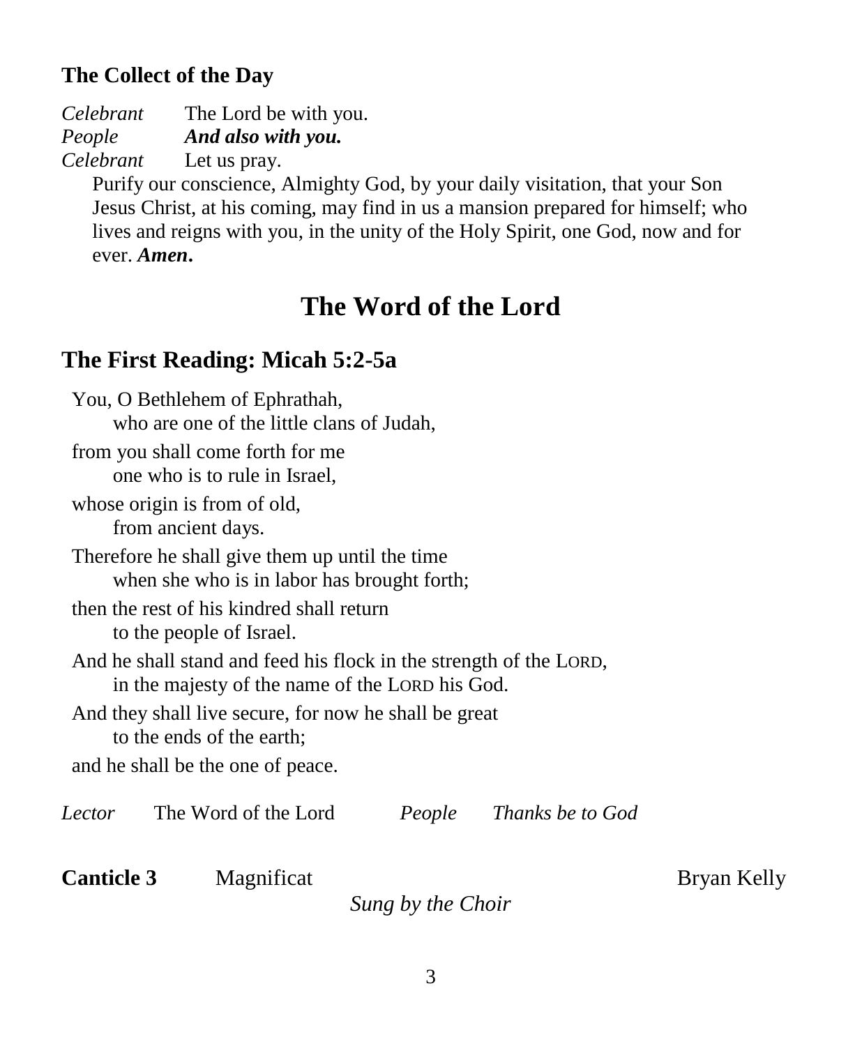### The Collect of the Day

*Celebrant* The Lord be with you.
*People* ***And also with you.***
*Celebrant* Let us pray.

Purify our conscience, Almighty God, by your daily visitation, that your Son Jesus Christ, at his coming, may find in us a mansion prepared for himself; who lives and reigns with you, in the unity of the Holy Spirit, one God, now and for ever. ***Amen*.**

# The Word of the Lord

## The First Reading: Micah 5:2-5a

You, O Bethlehem of Ephrathah,
  who are one of the little clans of Judah,
from you shall come forth for me
  one who is to rule in Israel,
whose origin is from of old,
  from ancient days.
Therefore he shall give them up until the time
  when she who is in labor has brought forth;
then the rest of his kindred shall return
  to the people of Israel.
And he shall stand and feed his flock in the strength of the LORD,
  in the majesty of the name of the LORD his God.
And they shall live secure, for now he shall be great
  to the ends of the earth;
and he shall be the one of peace.

*Lector* The Word of the Lord *People* *Thanks be to God*

**Canticle 3** Magnificat Bryan Kelly

*Sung by the Choir*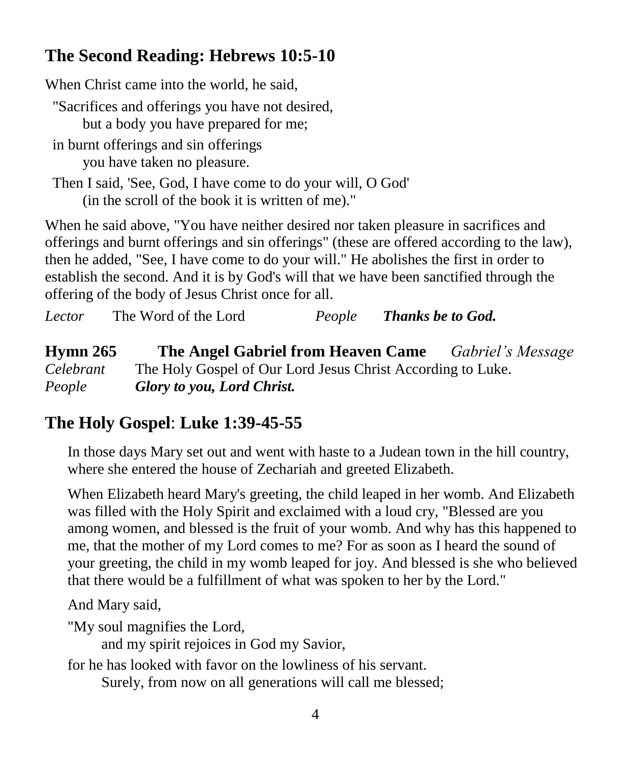## The Second Reading: Hebrews 10:5-10

When Christ came into the world, he said,

"Sacrifices and offerings you have not desired,
 but a body you have prepared for me;
in burnt offerings and sin offerings
 you have taken no pleasure.
Then I said, 'See, God, I have come to do your will, O God'
 (in the scroll of the book it is written of me)."

When he said above, "You have neither desired nor taken pleasure in sacrifices and offerings and burnt offerings and sin offerings" (these are offered according to the law), then he added, "See, I have come to do your will." He abolishes the first in order to establish the second. And it is by God's will that we have been sanctified through the offering of the body of Jesus Christ once for all.

*Lector* The Word of the Lord *People* ***Thanks be to God.***

**Hymn 265** **The Angel Gabriel from Heaven Came** *Gabriel's Message*

*Celebrant* The Holy Gospel of Our Lord Jesus Christ According to Luke.

*People* ***Glory to you, Lord Christ.***

## The Holy Gospel: Luke 1:39-45-55

In those days Mary set out and went with haste to a Judean town in the hill country, where she entered the house of Zechariah and greeted Elizabeth.

When Elizabeth heard Mary's greeting, the child leaped in her womb. And Elizabeth was filled with the Holy Spirit and exclaimed with a loud cry, "Blessed are you among women, and blessed is the fruit of your womb. And why has this happened to me, that the mother of my Lord comes to me? For as soon as I heard the sound of your greeting, the child in my womb leaped for joy. And blessed is she who believed that there would be a fulfillment of what was spoken to her by the Lord."

And Mary said,

"My soul magnifies the Lord,
 and my spirit rejoices in God my Savior,
for he has looked with favor on the lowliness of his servant.
 Surely, from now on all generations will call me blessed;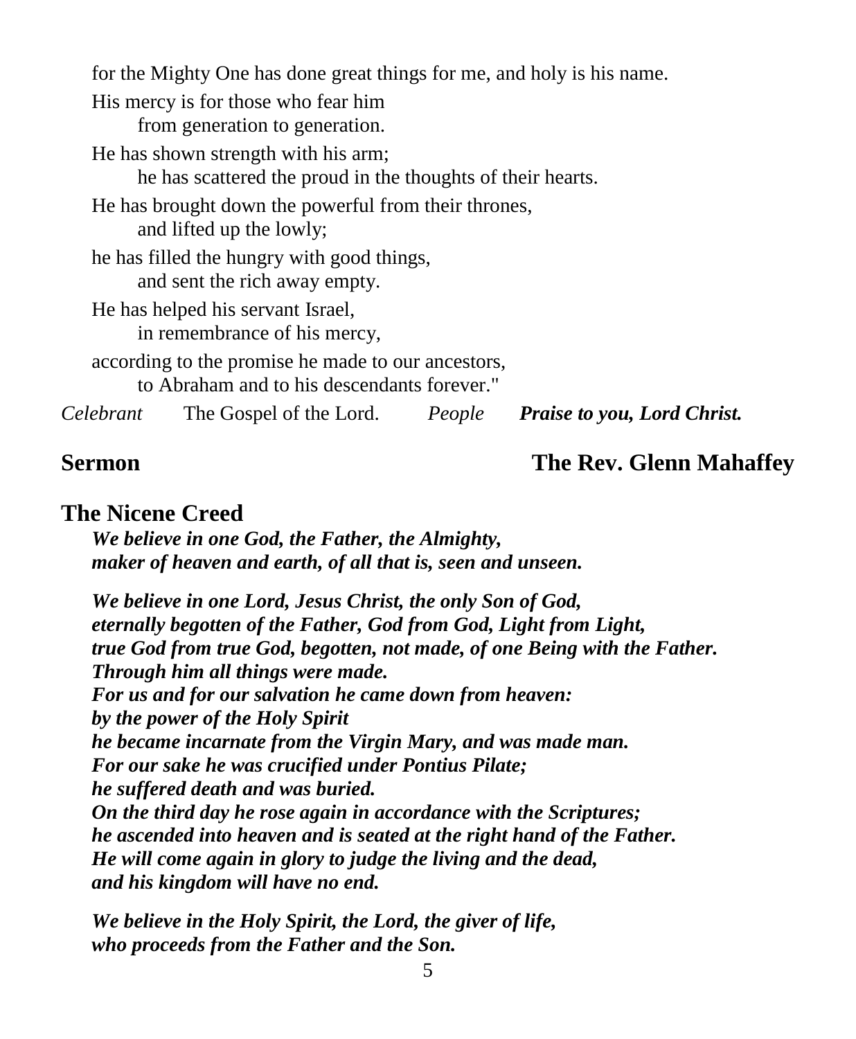for the Mighty One has done great things for me, and holy is his name.

His mercy is for those who fear him
  from generation to generation.

He has shown strength with his arm;
  he has scattered the proud in the thoughts of their hearts.

He has brought down the powerful from their thrones,
  and lifted up the lowly;

he has filled the hungry with good things,
  and sent the rich away empty.

He has helped his servant Israel,
  in remembrance of his mercy,

according to the promise he made to our ancestors,
  to Abraham and to his descendants forever."

*Celebrant* The Gospel of the Lord. *People* ***Praise to you, Lord Christ.***

**Sermon** **The Rev. Glenn Mahaffey**

## The Nicene Creed

***We believe in one God, the Father, the Almighty,***
***maker of heaven and earth, of all that is, seen and unseen.***

***We believe in one Lord, Jesus Christ, the only Son of God,***
***eternally begotten of the Father, God from God, Light from Light,***
***true God from true God, begotten, not made, of one Being with the Father.***
***Through him all things were made.***
***For us and for our salvation he came down from heaven:***
***by the power of the Holy Spirit***
***he became incarnate from the Virgin Mary, and was made man.***
***For our sake he was crucified under Pontius Pilate;***
***he suffered death and was buried.***
***On the third day he rose again in accordance with the Scriptures;***
***he ascended into heaven and is seated at the right hand of the Father.***
***He will come again in glory to judge the living and the dead,***
***and his kingdom will have no end.***

***We believe in the Holy Spirit, the Lord, the giver of life,***
***who proceeds from the Father and the Son.***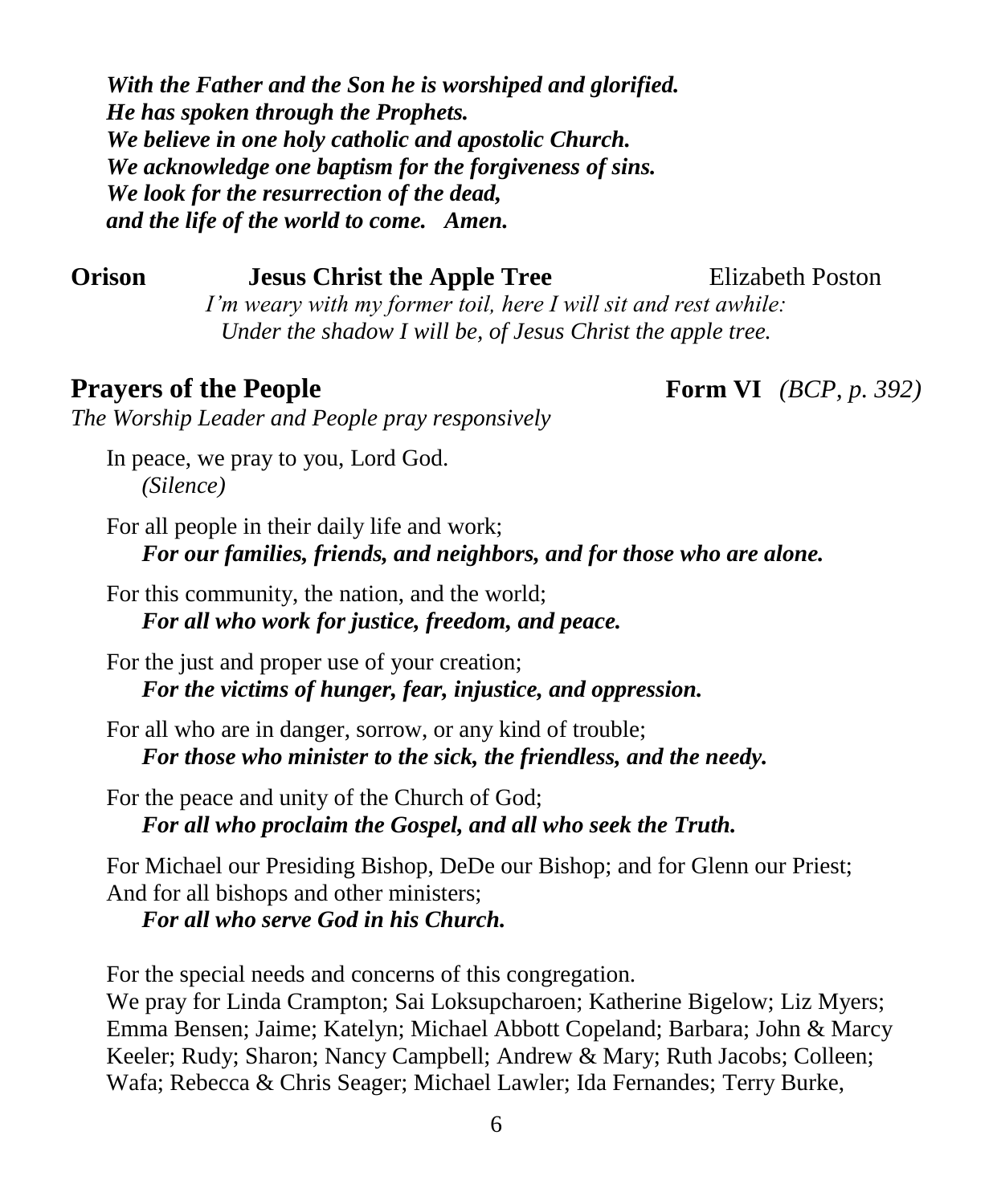***With the Father and the Son he is worshiped and glorified.***
***He has spoken through the Prophets.***
***We believe in one holy catholic and apostolic Church.***
***We acknowledge one baptism for the forgiveness of sins.***
***We look for the resurrection of the dead,***
***and the life of the world to come. Amen.***

**Orison** **Jesus Christ the Apple Tree** Elizabeth Poston

*I'm weary with my former toil, here I will sit and rest awhile:*
*Under the shadow I will be, of Jesus Christ the apple tree.*

## Prayers of the People **Form VI** *(BCP, p. 392)*

*The Worship Leader and People pray responsively*

In peace, we pray to you, Lord God.
*(Silence)*

For all people in their daily life and work;
***For our families, friends, and neighbors, and for those who are alone.***

For this community, the nation, and the world;
***For all who work for justice, freedom, and peace.***

For the just and proper use of your creation;
***For the victims of hunger, fear, injustice, and oppression.***

For all who are in danger, sorrow, or any kind of trouble;
***For those who minister to the sick, the friendless, and the needy.***

For the peace and unity of the Church of God;
***For all who proclaim the Gospel, and all who seek the Truth.***

For Michael our Presiding Bishop, DeDe our Bishop; and for Glenn our Priest;
And for all bishops and other ministers;
***For all who serve God in his Church.***

For the special needs and concerns of this congregation.
We pray for Linda Crampton; Sai Loksupcharoen; Katherine Bigelow; Liz Myers; Emma Bensen; Jaime; Katelyn; Michael Abbott Copeland; Barbara; John & Marcy Keeler; Rudy; Sharon; Nancy Campbell; Andrew & Mary; Ruth Jacobs; Colleen; Wafa; Rebecca & Chris Seager; Michael Lawler; Ida Fernandes; Terry Burke,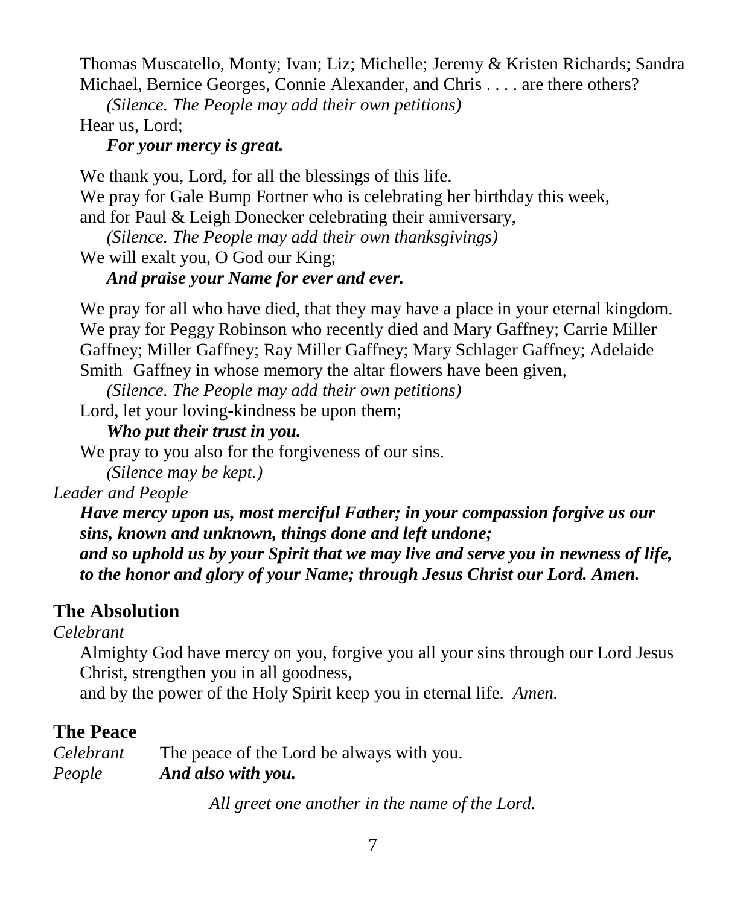Thomas Muscatello, Monty; Ivan; Liz; Michelle; Jeremy & Kristen Richards; Sandra Michael, Bernice Georges, Connie Alexander, and Chris . . . . are there others?

*(Silence. The People may add their own petitions)*

Hear us, Lord;

***For your mercy is great.***

We thank you, Lord, for all the blessings of this life.
We pray for Gale Bump Fortner who is celebrating her birthday this week,
and for Paul & Leigh Donecker celebrating their anniversary,

*(Silence. The People may add their own thanksgivings)*

We will exalt you, O God our King;

***And praise your Name for ever and ever.***

We pray for all who have died, that they may have a place in your eternal kingdom.
We pray for Peggy Robinson who recently died and Mary Gaffney; Carrie Miller Gaffney; Miller Gaffney; Ray Miller Gaffney; Mary Schlager Gaffney; Adelaide Smith Gaffney in whose memory the altar flowers have been given,

*(Silence. The People may add their own petitions)*

Lord, let your loving-kindness be upon them;

***Who put their trust in you.***

We pray to you also for the forgiveness of our sins.

*(Silence may be kept.)*

*Leader and People*

***Have mercy upon us, most merciful Father; in your compassion forgive us our sins, known and unknown, things done and left undone;***
***and so uphold us by your Spirit that we may live and serve you in newness of life, to the honor and glory of your Name; through Jesus Christ our Lord. Amen.***

## The Absolution

*Celebrant*

Almighty God have mercy on you, forgive you all your sins through our Lord Jesus Christ, strengthen you in all goodness,
and by the power of the Holy Spirit keep you in eternal life. *Amen.*

## The Peace

*Celebrant* The peace of the Lord be always with you.
*People* ***And also with you.***

*All greet one another in the name of the Lord.*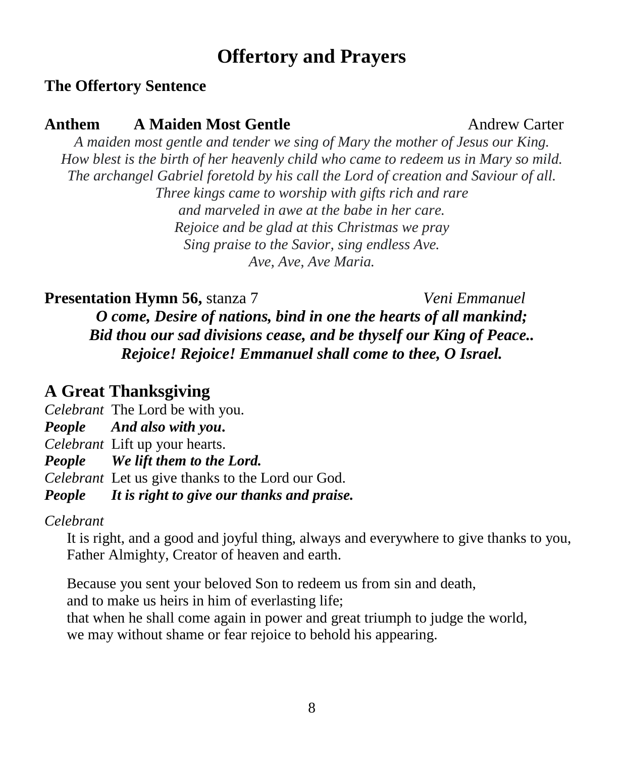# Offertory and Prayers

**The Offertory Sentence**

**Anthem A Maiden Most Gentle** Andrew Carter

*A maiden most gentle and tender we sing of Mary the mother of Jesus our King.*
*How blest is the birth of her heavenly child who came to redeem us in Mary so mild.*
*The archangel Gabriel foretold by his call the Lord of creation and Saviour of all.*
*Three kings came to worship with gifts rich and rare*
*and marveled in awe at the babe in her care.*
*Rejoice and be glad at this Christmas we pray*
*Sing praise to the Savior, sing endless Ave.*
*Ave, Ave, Ave Maria.*

**Presentation Hymn 56,** stanza 7 *Veni Emmanuel*

***O come, Desire of nations, bind in one the hearts of all mankind;***
***Bid thou our sad divisions cease, and be thyself our King of Peace..***
***Rejoice! Rejoice! Emmanuel shall come to thee, O Israel.***

## A Great Thanksgiving

*Celebrant* The Lord be with you.
***People*** ***And also with you.***
*Celebrant* Lift up your hearts.
***People*** ***We lift them to the Lord.***
*Celebrant* Let us give thanks to the Lord our God.
***People*** ***It is right to give our thanks and praise.***

*Celebrant*

It is right, and a good and joyful thing, always and everywhere to give thanks to you, Father Almighty, Creator of heaven and earth.

Because you sent your beloved Son to redeem us from sin and death,
and to make us heirs in him of everlasting life;
that when he shall come again in power and great triumph to judge the world,
we may without shame or fear rejoice to behold his appearing.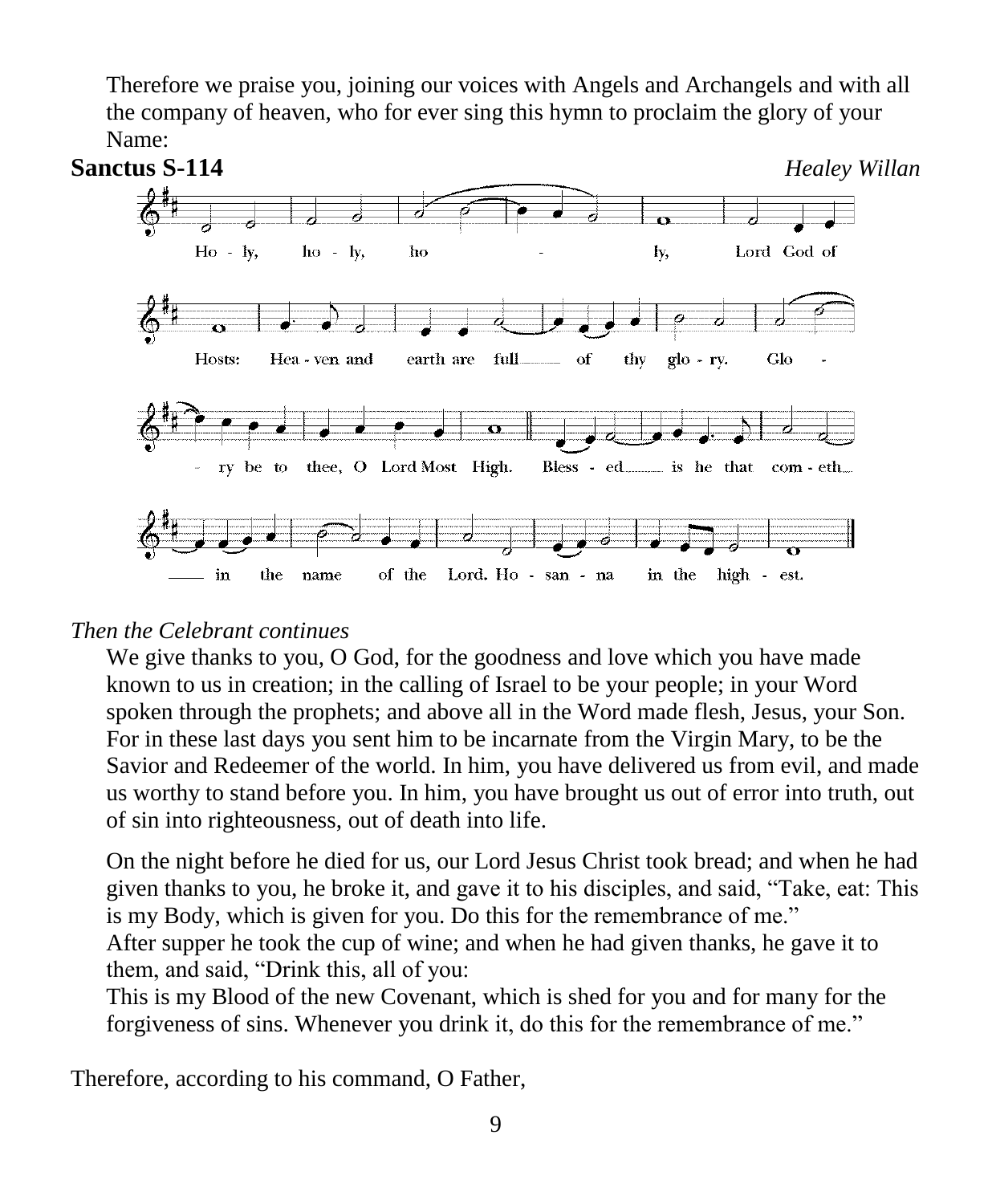Therefore we praise you, joining our voices with Angels and Archangels and with all the company of heaven, who for ever sing this hymn to proclaim the glory of your Name:

**Sanctus S-114** *Healey Willan*

Holy, holy, holy, Lord God of Hosts: Heaven and earth are full of thy glory. Glory be to thee, O Lord Most High. Blessed is he that cometh in the name of the Lord. Hosanna in the highest.

*Then the Celebrant continues*

We give thanks to you, O God, for the goodness and love which you have made known to us in creation; in the calling of Israel to be your people; in your Word spoken through the prophets; and above all in the Word made flesh, Jesus, your Son. For in these last days you sent him to be incarnate from the Virgin Mary, to be the Savior and Redeemer of the world. In him, you have delivered us from evil, and made us worthy to stand before you. In him, you have brought us out of error into truth, out of sin into righteousness, out of death into life.

On the night before he died for us, our Lord Jesus Christ took bread; and when he had given thanks to you, he broke it, and gave it to his disciples, and said, "Take, eat: This is my Body, which is given for you. Do this for the remembrance of me."
After supper he took the cup of wine; and when he had given thanks, he gave it to them, and said, "Drink this, all of you:
This is my Blood of the new Covenant, which is shed for you and for many for the forgiveness of sins. Whenever you drink it, do this for the remembrance of me."

Therefore, according to his command, O Father,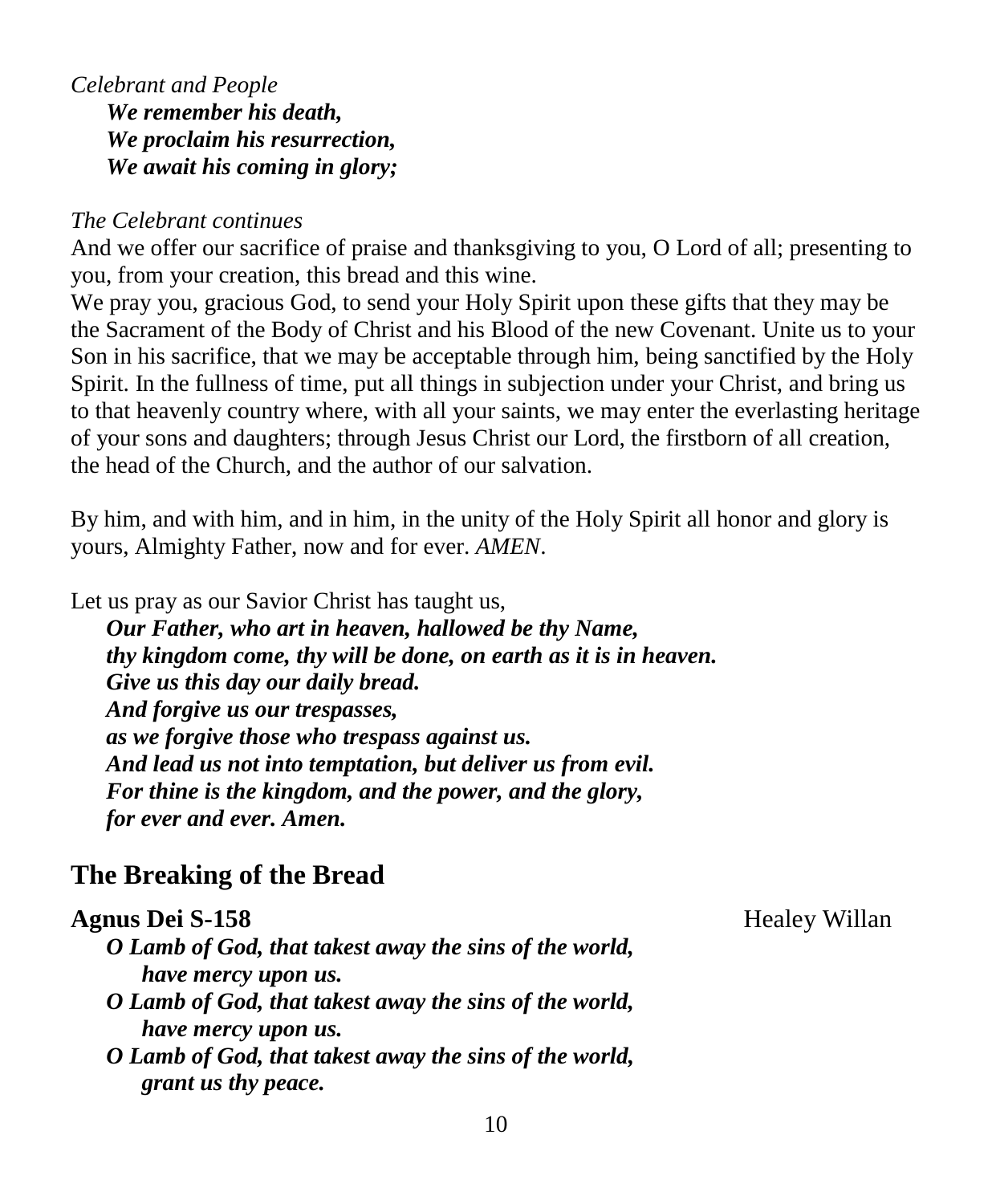*Celebrant and People*

***We remember his death,***
***We proclaim his resurrection,***
***We await his coming in glory;***

*The Celebrant continues*

And we offer our sacrifice of praise and thanksgiving to you, O Lord of all; presenting to you, from your creation, this bread and this wine.
We pray you, gracious God, to send your Holy Spirit upon these gifts that they may be the Sacrament of the Body of Christ and his Blood of the new Covenant. Unite us to your Son in his sacrifice, that we may be acceptable through him, being sanctified by the Holy Spirit. In the fullness of time, put all things in subjection under your Christ, and bring us to that heavenly country where, with all your saints, we may enter the everlasting heritage of your sons and daughters; through Jesus Christ our Lord, the firstborn of all creation, the head of the Church, and the author of our salvation.

By him, and with him, and in him, in the unity of the Holy Spirit all honor and glory is yours, Almighty Father, now and for ever. *AMEN*.

Let us pray as our Savior Christ has taught us,

***Our Father, who art in heaven, hallowed be thy Name,***
***thy kingdom come, thy will be done, on earth as it is in heaven.***
***Give us this day our daily bread.***
***And forgive us our trespasses,***
***as we forgive those who trespass against us.***
***And lead us not into temptation, but deliver us from evil.***
***For thine is the kingdom, and the power, and the glory,***
***for ever and ever. Amen.***

## The Breaking of the Bread

**Agnus Dei S-158** Healey Willan

***O Lamb of God, that takest away the sins of the world,***
***have mercy upon us.***
***O Lamb of God, that takest away the sins of the world,***
***have mercy upon us.***
***O Lamb of God, that takest away the sins of the world,***
***grant us thy peace.***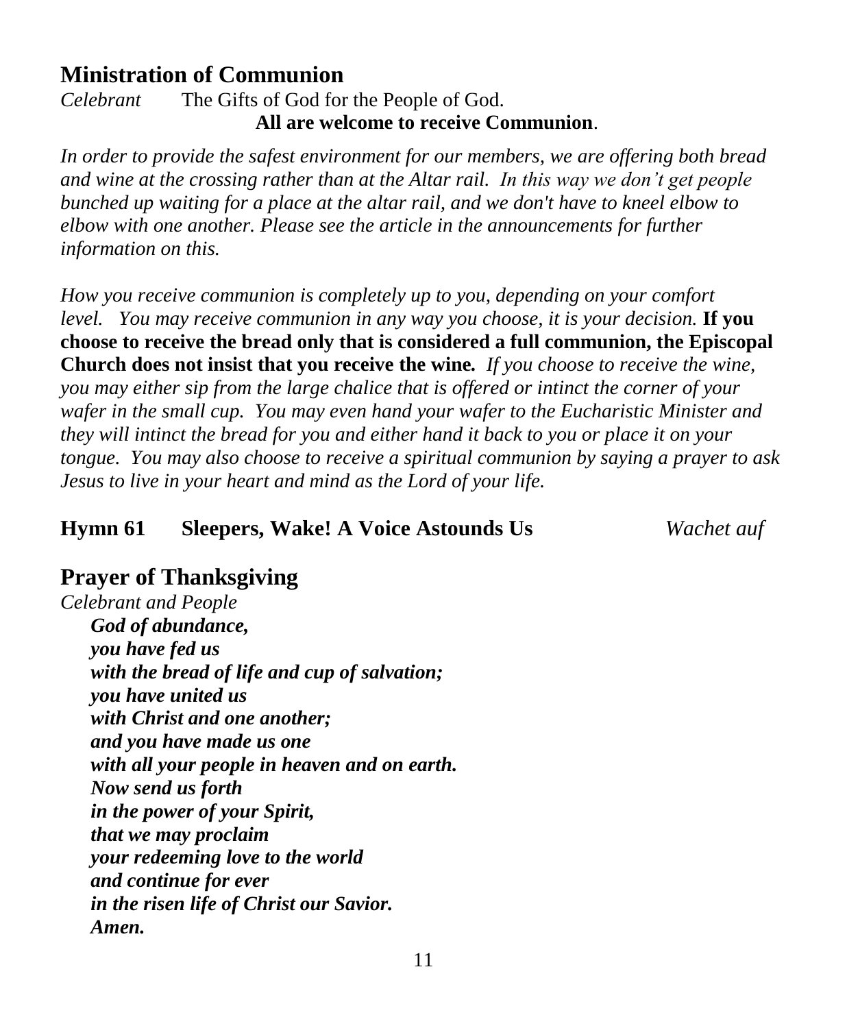## Ministration of Communion

*Celebrant* The Gifts of God for the People of God.
**All are welcome to receive Communion**.

*In order to provide the safest environment for our members, we are offering both bread and wine at the crossing rather than at the Altar rail. In this way we don't get people bunched up waiting for a place at the altar rail, and we don't have to kneel elbow to elbow with one another. Please see the article in the announcements for further information on this.*

*How you receive communion is completely up to you, depending on your comfort level. You may receive communion in any way you choose, it is your decision.* **If you choose to receive the bread only that is considered a full communion, the Episcopal Church does not insist that you receive the wine.** *If you choose to receive the wine, you may either sip from the large chalice that is offered or intinct the corner of your wafer in the small cup. You may even hand your wafer to the Eucharistic Minister and they will intinct the bread for you and either hand it back to you or place it on your tongue. You may also choose to receive a spiritual communion by saying a prayer to ask Jesus to live in your heart and mind as the Lord of your life.*

### Hymn 61 Sleepers, Wake! A Voice Astounds Us *Wachet auf*

## Prayer of Thanksgiving

*Celebrant and People*

***God of abundance,***
***you have fed us***
***with the bread of life and cup of salvation;***
***you have united us***
***with Christ and one another;***
***and you have made us one***
***with all your people in heaven and on earth.***
***Now send us forth***
***in the power of your Spirit,***
***that we may proclaim***
***your redeeming love to the world***
***and continue for ever***
***in the risen life of Christ our Savior.***
***Amen.***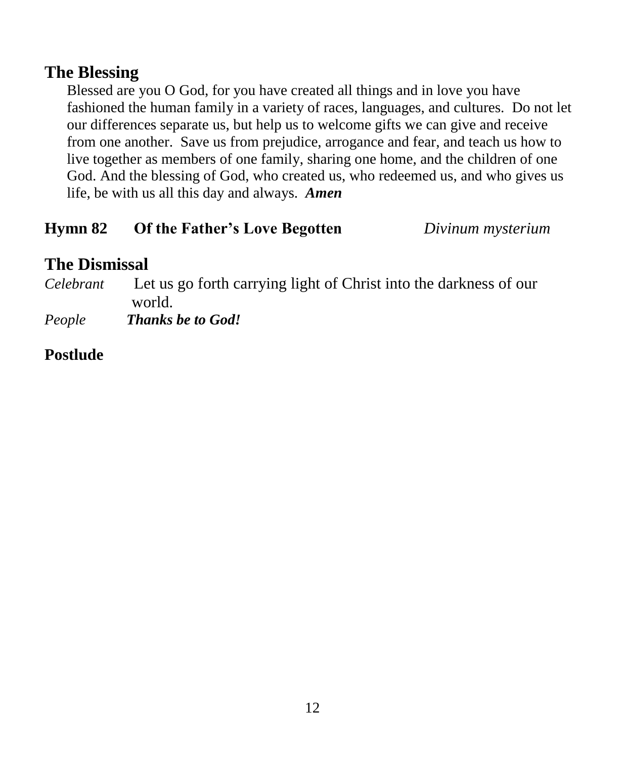## The Blessing

Blessed are you O God, for you have created all things and in love you have fashioned the human family in a variety of races, languages, and cultures. Do not let our differences separate us, but help us to welcome gifts we can give and receive from one another. Save us from prejudice, arrogance and fear, and teach us how to live together as members of one family, sharing one home, and the children of one God. And the blessing of God, who created us, who redeemed us, and who gives us life, be with us all this day and always. ***Amen***

**Hymn 82 Of the Father's Love Begotten** *Divinum mysterium*

## The Dismissal

*Celebrant* Let us go forth carrying light of Christ into the darkness of our world.

*People* ***Thanks be to God!***

**Postlude**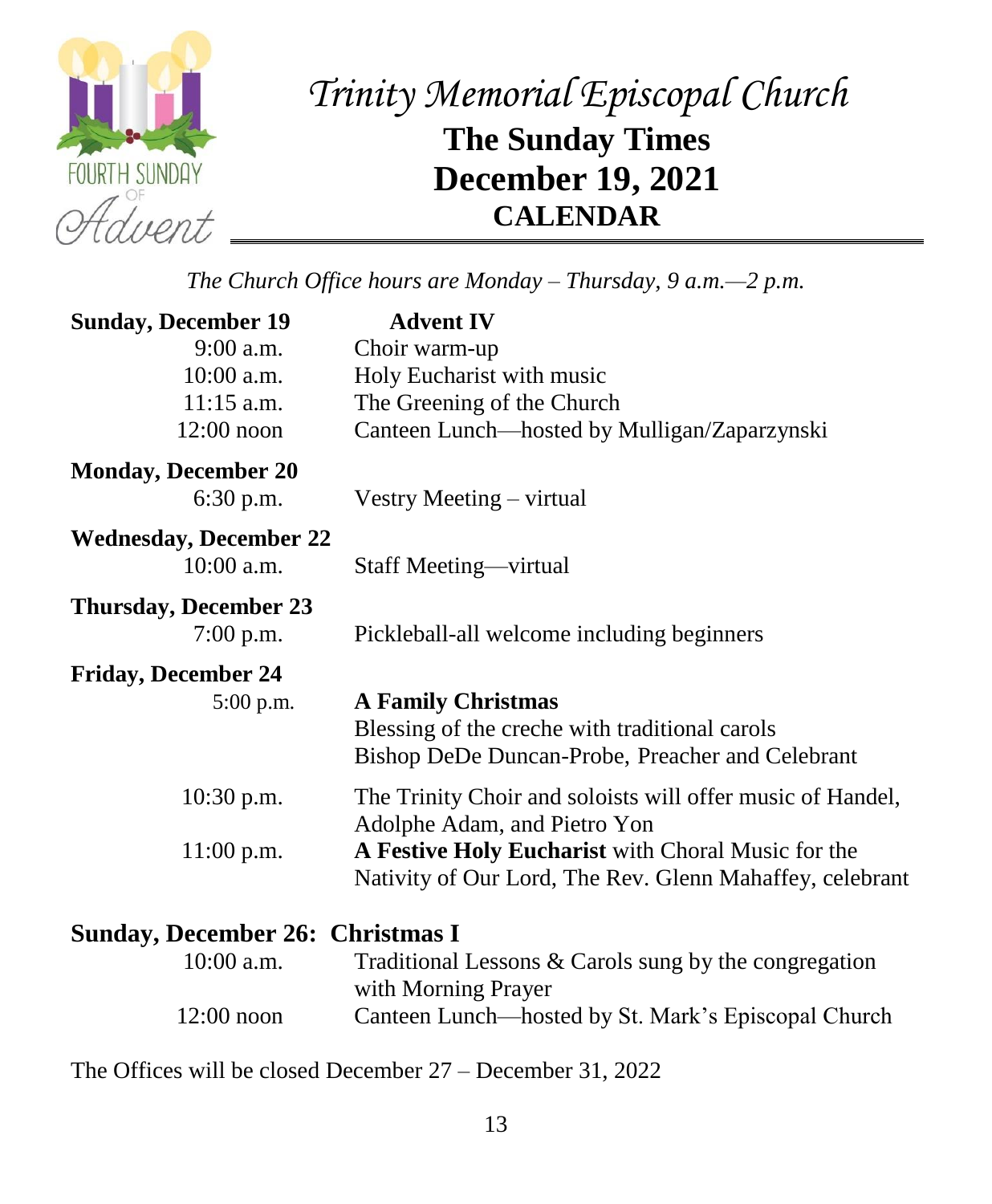# *Trinity Memorial Episcopal Church*

## The Sunday Times

## December 19, 2021

### CALENDAR

*The Church Office hours are Monday – Thursday, 9 a.m.—2 p.m.*

**Sunday, December 19** **Advent IV**

| | |
|---|---|
| 9:00 a.m. | Choir warm-up |
| 10:00 a.m. | Holy Eucharist with music |
| 11:15 a.m. | The Greening of the Church |
| 12:00 noon | Canteen Lunch—hosted by Mulligan/Zaparzynski |

**Monday, December 20**

| | |
|---|---|
| 6:30 p.m. | Vestry Meeting – virtual |

**Wednesday, December 22**

| | |
|---|---|
| 10:00 a.m. | Staff Meeting—virtual |

**Thursday, December 23**

| | |
|---|---|
| 7:00 p.m. | Pickleball-all welcome including beginners |

**Friday, December 24**

| | |
|---|---|
| 5:00 p.m. | **A Family Christmas** Blessing of the creche with traditional carols Bishop DeDe Duncan-Probe, Preacher and Celebrant |
| 10:30 p.m. | The Trinity Choir and soloists will offer music of Handel, Adolphe Adam, and Pietro Yon |
| 11:00 p.m. | **A Festive Holy Eucharist** with Choral Music for the Nativity of Our Lord, The Rev. Glenn Mahaffey, celebrant |

**Sunday, December 26: Christmas I**

| | |
|---|---|
| 10:00 a.m. | Traditional Lessons & Carols sung by the congregation with Morning Prayer |
| 12:00 noon | Canteen Lunch—hosted by St. Mark's Episcopal Church |

The Offices will be closed December 27 – December 31, 2022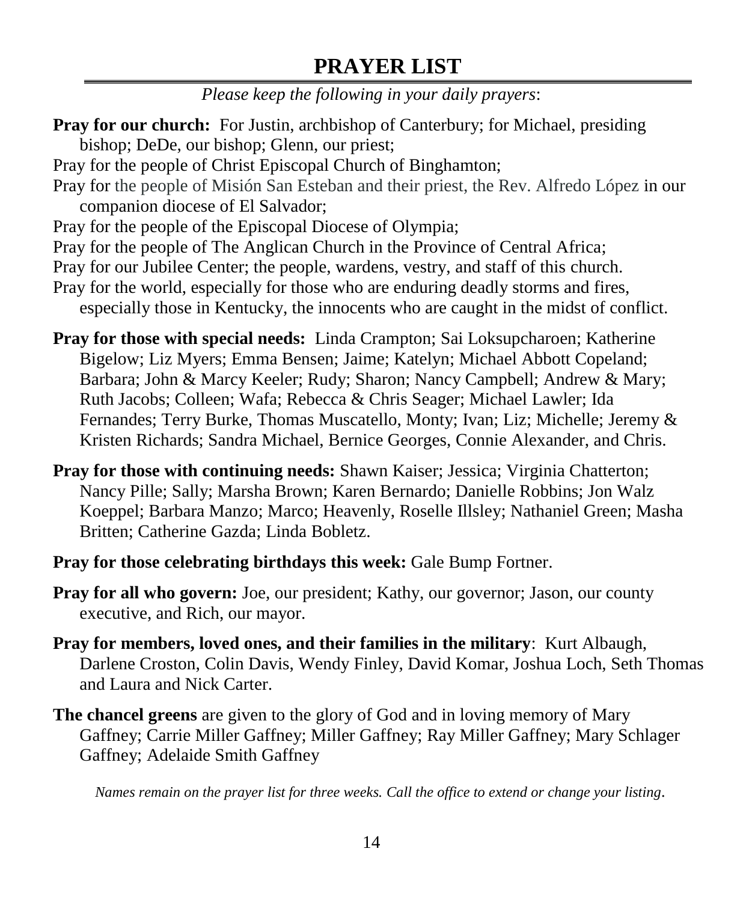# PRAYER LIST

*Please keep the following in your daily prayers*:

**Pray for our church:** For Justin, archbishop of Canterbury; for Michael, presiding bishop; DeDe, our bishop; Glenn, our priest;

Pray for the people of Christ Episcopal Church of Binghamton;

Pray for the people of Misión San Esteban and their priest, the Rev. Alfredo López in our companion diocese of El Salvador;

Pray for the people of the Episcopal Diocese of Olympia;

Pray for the people of The Anglican Church in the Province of Central Africa;

Pray for our Jubilee Center; the people, wardens, vestry, and staff of this church.

Pray for the world, especially for those who are enduring deadly storms and fires, especially those in Kentucky, the innocents who are caught in the midst of conflict.

**Pray for those with special needs:** Linda Crampton; Sai Loksupcharoen; Katherine Bigelow; Liz Myers; Emma Bensen; Jaime; Katelyn; Michael Abbott Copeland; Barbara; John & Marcy Keeler; Rudy; Sharon; Nancy Campbell; Andrew & Mary; Ruth Jacobs; Colleen; Wafa; Rebecca & Chris Seager; Michael Lawler; Ida Fernandes; Terry Burke, Thomas Muscatello, Monty; Ivan; Liz; Michelle; Jeremy & Kristen Richards; Sandra Michael, Bernice Georges, Connie Alexander, and Chris.

**Pray for those with continuing needs:** Shawn Kaiser; Jessica; Virginia Chatterton; Nancy Pille; Sally; Marsha Brown; Karen Bernardo; Danielle Robbins; Jon Walz Koeppel; Barbara Manzo; Marco; Heavenly, Roselle Illsley; Nathaniel Green; Masha Britten; Catherine Gazda; Linda Bobletz.

**Pray for those celebrating birthdays this week:** Gale Bump Fortner.

**Pray for all who govern:** Joe, our president; Kathy, our governor; Jason, our county executive, and Rich, our mayor.

**Pray for members, loved ones, and their families in the military**: Kurt Albaugh, Darlene Croston, Colin Davis, Wendy Finley, David Komar, Joshua Loch, Seth Thomas and Laura and Nick Carter.

**The chancel greens** are given to the glory of God and in loving memory of Mary Gaffney; Carrie Miller Gaffney; Miller Gaffney; Ray Miller Gaffney; Mary Schlager Gaffney; Adelaide Smith Gaffney

*Names remain on the prayer list for three weeks. Call the office to extend or change your listing*.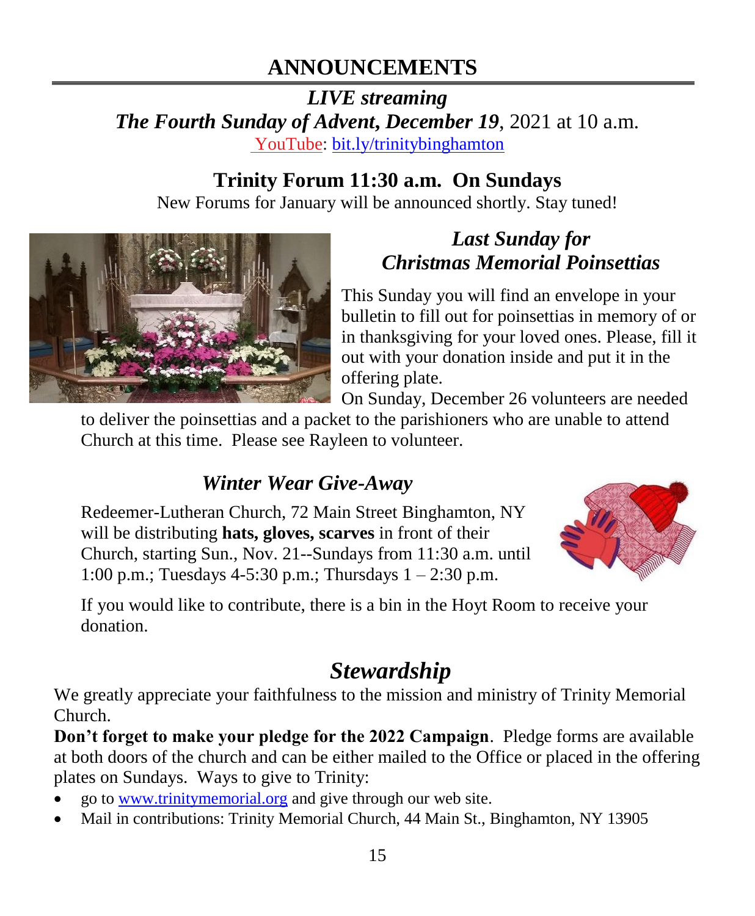# ANNOUNCEMENTS

***LIVE streaming***

***The Fourth Sunday of Advent, December 19***, 2021 at 10 a.m.

YouTube: bit.ly/trinitybinghamton

## Trinity Forum 11:30 a.m. On Sundays

New Forums for January will be announced shortly. Stay tuned!

### *Last Sunday for Christmas Memorial Poinsettias*

This Sunday you will find an envelope in your bulletin to fill out for poinsettias in memory of or in thanksgiving for your loved ones. Please, fill it out with your donation inside and put it in the offering plate.

On Sunday, December 26 volunteers are needed to deliver the poinsettias and a packet to the parishioners who are unable to attend Church at this time. Please see Rayleen to volunteer.

### *Winter Wear Give-Away*

Redeemer-Lutheran Church, 72 Main Street Binghamton, NY will be distributing **hats, gloves, scarves** in front of their Church, starting Sun., Nov. 21--Sundays from 11:30 a.m. until 1:00 p.m.; Tuesdays 4-5:30 p.m.; Thursdays 1 – 2:30 p.m.

If you would like to contribute, there is a bin in the Hoyt Room to receive your donation.

## *Stewardship*

We greatly appreciate your faithfulness to the mission and ministry of Trinity Memorial Church.

**Don't forget to make your pledge for the 2022 Campaign**. Pledge forms are available at both doors of the church and can be either mailed to the Office or placed in the offering plates on Sundays. Ways to give to Trinity:

- go to www.trinitymemorial.org and give through our web site.
- Mail in contributions: Trinity Memorial Church, 44 Main St., Binghamton, NY 13905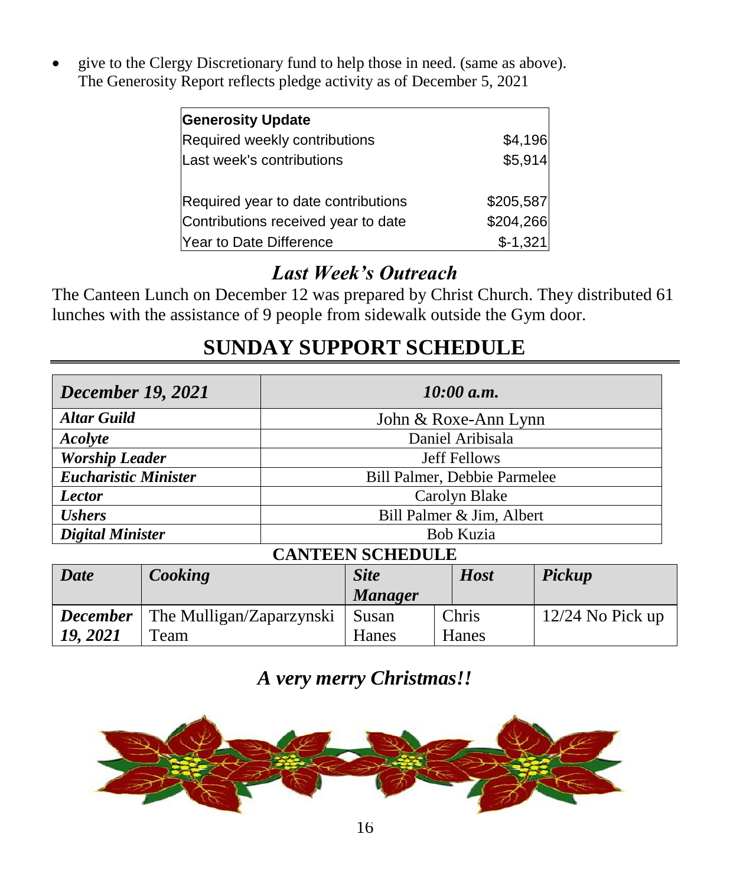- give to the Clergy Discretionary fund to help those in need. (same as above).
  The Generosity Report reflects pledge activity as of December 5, 2021

| **Generosity Update** | |
|---|---|
| Required weekly contributions | $4,196 |
| Last week's contributions | $5,914 |
| | |
| Required year to date contributions | $205,587 |
| Contributions received year to date | $204,266 |
| Year to Date Difference | $-1,321 |

## *Last Week's Outreach*

The Canteen Lunch on December 12 was prepared by Christ Church. They distributed 61 lunches with the assistance of 9 people from sidewalk outside the Gym door.

# SUNDAY SUPPORT SCHEDULE

| ***December 19, 2021*** | ***10:00 a.m.*** |
|---|---|
| ***Altar Guild*** | John & Roxe-Ann Lynn |
| ***Acolyte*** | Daniel Aribisala |
| ***Worship Leader*** | Jeff Fellows |
| ***Eucharistic Minister*** | Bill Palmer, Debbie Parmelee |
| ***Lector*** | Carolyn Blake |
| ***Ushers*** | Bill Palmer & Jim, Albert |
| ***Digital Minister*** | Bob Kuzia |

**CANTEEN SCHEDULE**

| ***Date*** | ***Cooking*** | ***Site Manager*** | ***Host*** | ***Pickup*** |
|---|---|---|---|---|
| ***December 19, 2021*** | The Mulligan/Zaparzynski Team | Susan Hanes | Chris Hanes | 12/24 No Pick up |

## *A very merry Christmas!!*